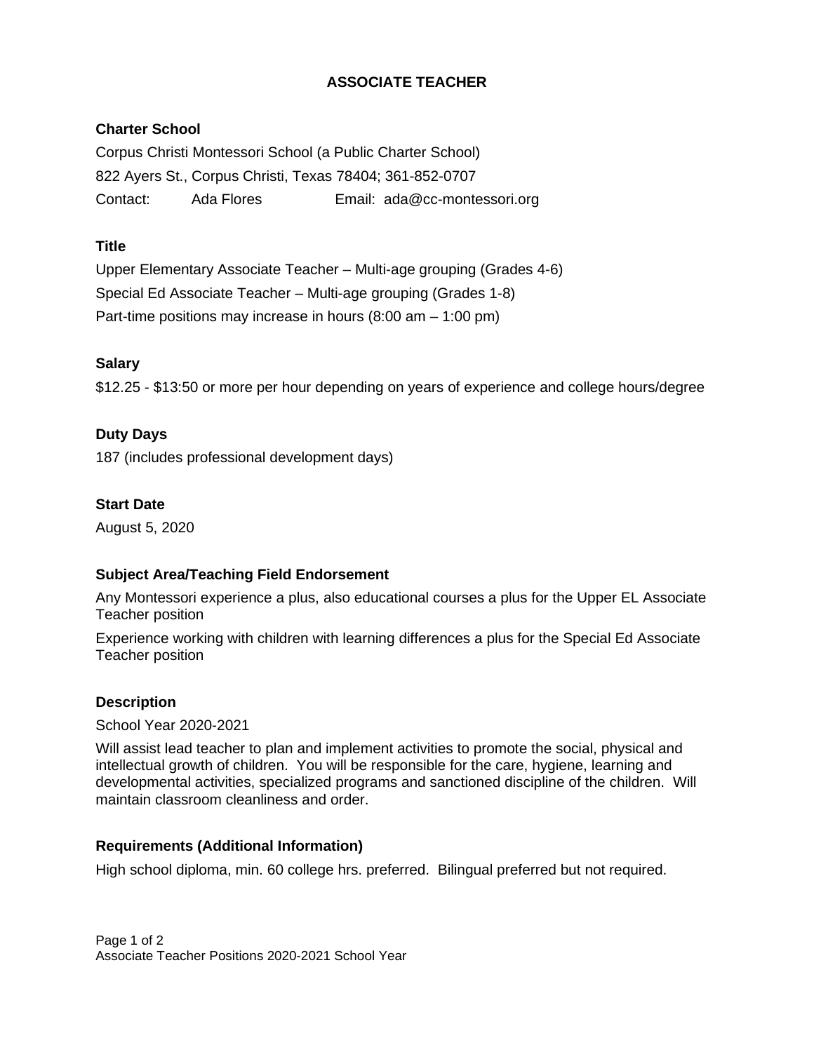# ASSOCIATE TEACHER

## Charter School

Corpus Christi Montessori School (a Public Charter School)

822 Ayers St., Corpus Christi, Texas 78404; 361-852-0707

Contact: Ada Flores Email: ada@cc-montessori.org

## Title

Upper Elementary Associate Teacher – Multi-age grouping (Grades 4-6)

Special Ed Associate Teacher – Multi-age grouping (Grades 1-8)

Part-time positions may increase in hours (8:00 am – 1:00 pm)

## Salary

$12.25 - $13:50 or more per hour depending on years of experience and college hours/degree

## Duty Days

187 (includes professional development days)

## Start Date

August 5, 2020

## Subject Area/Teaching Field Endorsement

Any Montessori experience a plus, also educational courses a plus for the Upper EL Associate Teacher position

Experience working with children with learning differences a plus for the Special Ed Associate Teacher position

## Description

School Year 2020-2021

Will assist lead teacher to plan and implement activities to promote the social, physical and intellectual growth of children. You will be responsible for the care, hygiene, learning and developmental activities, specialized programs and sanctioned discipline of the children. Will maintain classroom cleanliness and order.

## Requirements (Additional Information)

High school diploma, min. 60 college hrs. preferred. Bilingual preferred but not required.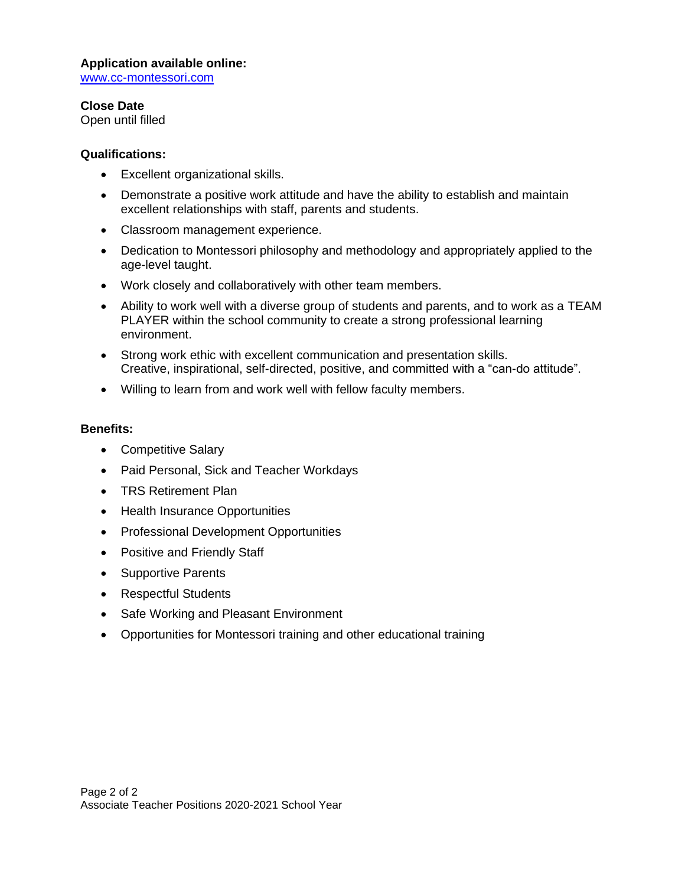**Application available online:**
[www.cc-montessori.com](http://www.cc-montessori.com)

**Close Date**
Open until filled

**Qualifications:**

- Excellent organizational skills.
- Demonstrate a positive work attitude and have the ability to establish and maintain excellent relationships with staff, parents and students.
- Classroom management experience.
- Dedication to Montessori philosophy and methodology and appropriately applied to the age-level taught.
- Work closely and collaboratively with other team members.
- Ability to work well with a diverse group of students and parents, and to work as a TEAM PLAYER within the school community to create a strong professional learning environment.
- Strong work ethic with excellent communication and presentation skills. Creative, inspirational, self-directed, positive, and committed with a "can-do attitude".
- Willing to learn from and work well with fellow faculty members.

**Benefits:**

- Competitive Salary
- Paid Personal, Sick and Teacher Workdays
- TRS Retirement Plan
- Health Insurance Opportunities
- Professional Development Opportunities
- Positive and Friendly Staff
- Supportive Parents
- Respectful Students
- Safe Working and Pleasant Environment
- Opportunities for Montessori training and other educational training